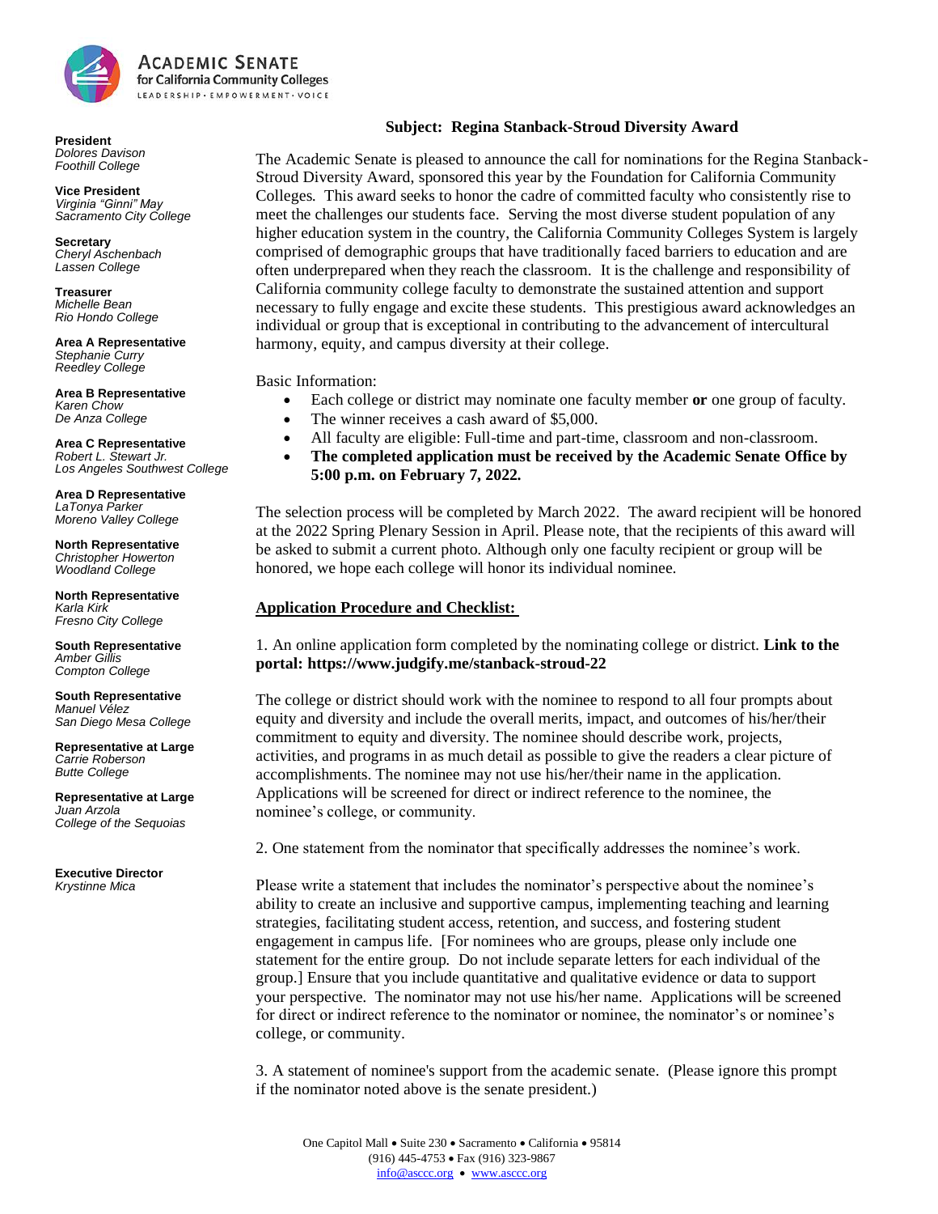**ACADEMIC SENATE**
**for California Community Colleges**
LEADERSHIP • EMPOWERMENT • VOICE

**President**
*Dolores Davison*
*Foothill College*

**Vice President**
*Virginia "Ginni" May*
*Sacramento City College*

**Secretary**
*Cheryl Aschenbach*
*Lassen College*

**Treasurer**
*Michelle Bean*
*Rio Hondo College*

**Area A Representative**
*Stephanie Curry*
*Reedley College*

**Area B Representative**
*Karen Chow*
*De Anza College*

**Area C Representative**
*Robert L. Stewart Jr.*
*Los Angeles Southwest College*

**Area D Representative**
*LaTonya Parker*
*Moreno Valley College*

**North Representative**
*Christopher Howerton*
*Woodland College*

**North Representative**
*Karla Kirk*
*Fresno City College*

**South Representative**
*Amber Gillis*
*Compton College*

**South Representative**
*Manuel Vélez*
*San Diego Mesa College*

**Representative at Large**
*Carrie Roberson*
*Butte College*

**Representative at Large**
*Juan Arzola*
*College of the Sequoias*

**Executive Director**
*Krystinne Mica*

**Subject: Regina Stanback-Stroud Diversity Award**

The Academic Senate is pleased to announce the call for nominations for the Regina Stanback-Stroud Diversity Award, sponsored this year by the Foundation for California Community Colleges. This award seeks to honor the cadre of committed faculty who consistently rise to meet the challenges our students face. Serving the most diverse student population of any higher education system in the country, the California Community Colleges System is largely comprised of demographic groups that have traditionally faced barriers to education and are often underprepared when they reach the classroom. It is the challenge and responsibility of California community college faculty to demonstrate the sustained attention and support necessary to fully engage and excite these students. This prestigious award acknowledges an individual or group that is exceptional in contributing to the advancement of intercultural harmony, equity, and campus diversity at their college.

Basic Information:

- Each college or district may nominate one faculty member **or** one group of faculty.
- The winner receives a cash award of $5,000.
- All faculty are eligible: Full-time and part-time, classroom and non-classroom.
- **The completed application must be received by the Academic Senate Office by 5:00 p.m. on February 7, 2022.**

The selection process will be completed by March 2022. The award recipient will be honored at the 2022 Spring Plenary Session in April. Please note, that the recipients of this award will be asked to submit a current photo. Although only one faculty recipient or group will be honored, we hope each college will honor its individual nominee.

**Application Procedure and Checklist:**

1. An online application form completed by the nominating college or district. **Link to the portal: https://www.judgify.me/stanback-stroud-22**

The college or district should work with the nominee to respond to all four prompts about equity and diversity and include the overall merits, impact, and outcomes of his/her/their commitment to equity and diversity. The nominee should describe work, projects, activities, and programs in as much detail as possible to give the readers a clear picture of accomplishments. The nominee may not use his/her/their name in the application. Applications will be screened for direct or indirect reference to the nominee, the nominee's college, or community.

2. One statement from the nominator that specifically addresses the nominee's work.

Please write a statement that includes the nominator's perspective about the nominee's ability to create an inclusive and supportive campus, implementing teaching and learning strategies, facilitating student access, retention, and success, and fostering student engagement in campus life. [For nominees who are groups, please only include one statement for the entire group. Do not include separate letters for each individual of the group.] Ensure that you include quantitative and qualitative evidence or data to support your perspective. The nominator may not use his/her name. Applications will be screened for direct or indirect reference to the nominator or nominee, the nominator's or nominee's college, or community.

3. A statement of nominee's support from the academic senate. (Please ignore this prompt if the nominator noted above is the senate president.)

One Capitol Mall • Suite 230 • Sacramento • California • 95814
(916) 445-4753 • Fax (916) 323-9867
info@asccc.org • www.asccc.org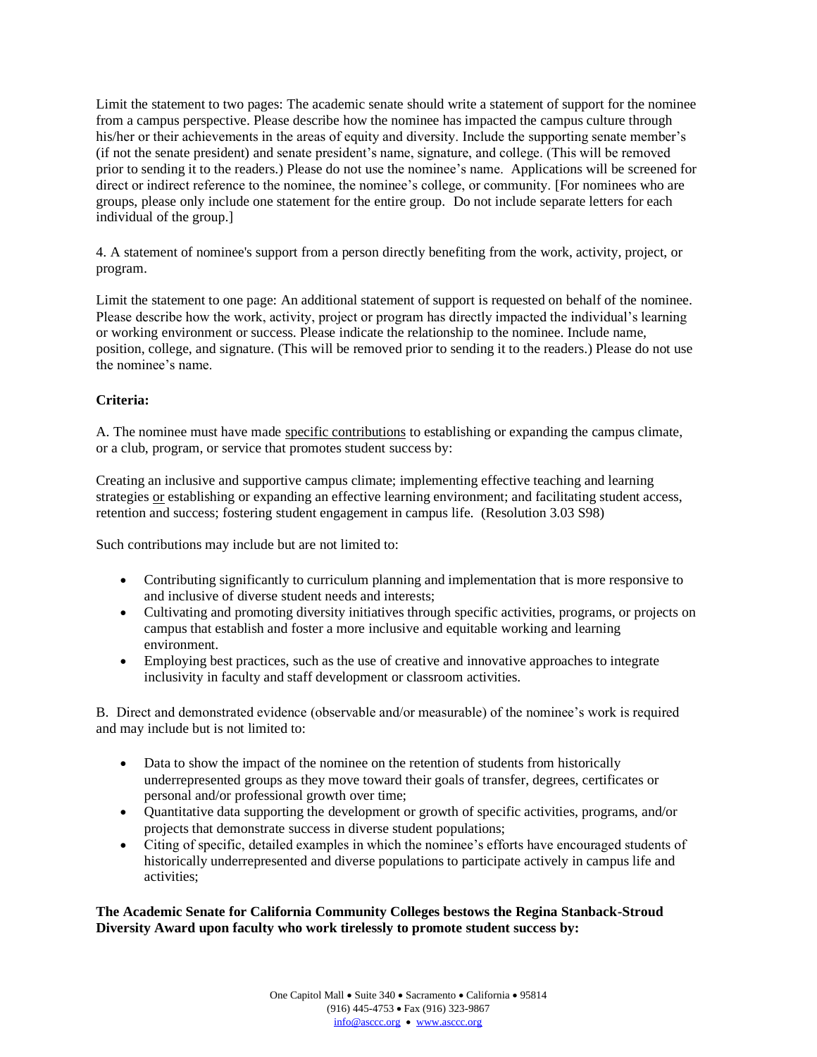Limit the statement to two pages: The academic senate should write a statement of support for the nominee from a campus perspective. Please describe how the nominee has impacted the campus culture through his/her or their achievements in the areas of equity and diversity. Include the supporting senate member's (if not the senate president) and senate president's name, signature, and college. (This will be removed prior to sending it to the readers.) Please do not use the nominee's name. Applications will be screened for direct or indirect reference to the nominee, the nominee's college, or community. [For nominees who are groups, please only include one statement for the entire group. Do not include separate letters for each individual of the group.]

4. A statement of nominee's support from a person directly benefiting from the work, activity, project, or program.

Limit the statement to one page: An additional statement of support is requested on behalf of the nominee. Please describe how the work, activity, project or program has directly impacted the individual's learning or working environment or success. Please indicate the relationship to the nominee. Include name, position, college, and signature. (This will be removed prior to sending it to the readers.) Please do not use the nominee's name.

**Criteria:**

A. The nominee must have made specific contributions to establishing or expanding the campus climate, or a club, program, or service that promotes student success by:

Creating an inclusive and supportive campus climate; implementing effective teaching and learning strategies or establishing or expanding an effective learning environment; and facilitating student access, retention and success; fostering student engagement in campus life. (Resolution 3.03 S98)

Such contributions may include but are not limited to:

- Contributing significantly to curriculum planning and implementation that is more responsive to and inclusive of diverse student needs and interests;
- Cultivating and promoting diversity initiatives through specific activities, programs, or projects on campus that establish and foster a more inclusive and equitable working and learning environment.
- Employing best practices, such as the use of creative and innovative approaches to integrate inclusivity in faculty and staff development or classroom activities.

B. Direct and demonstrated evidence (observable and/or measurable) of the nominee's work is required and may include but is not limited to:

- Data to show the impact of the nominee on the retention of students from historically underrepresented groups as they move toward their goals of transfer, degrees, certificates or personal and/or professional growth over time;
- Quantitative data supporting the development or growth of specific activities, programs, and/or projects that demonstrate success in diverse student populations;
- Citing of specific, detailed examples in which the nominee's efforts have encouraged students of historically underrepresented and diverse populations to participate actively in campus life and activities;

**The Academic Senate for California Community Colleges bestows the Regina Stanback-Stroud Diversity Award upon faculty who work tirelessly to promote student success by:**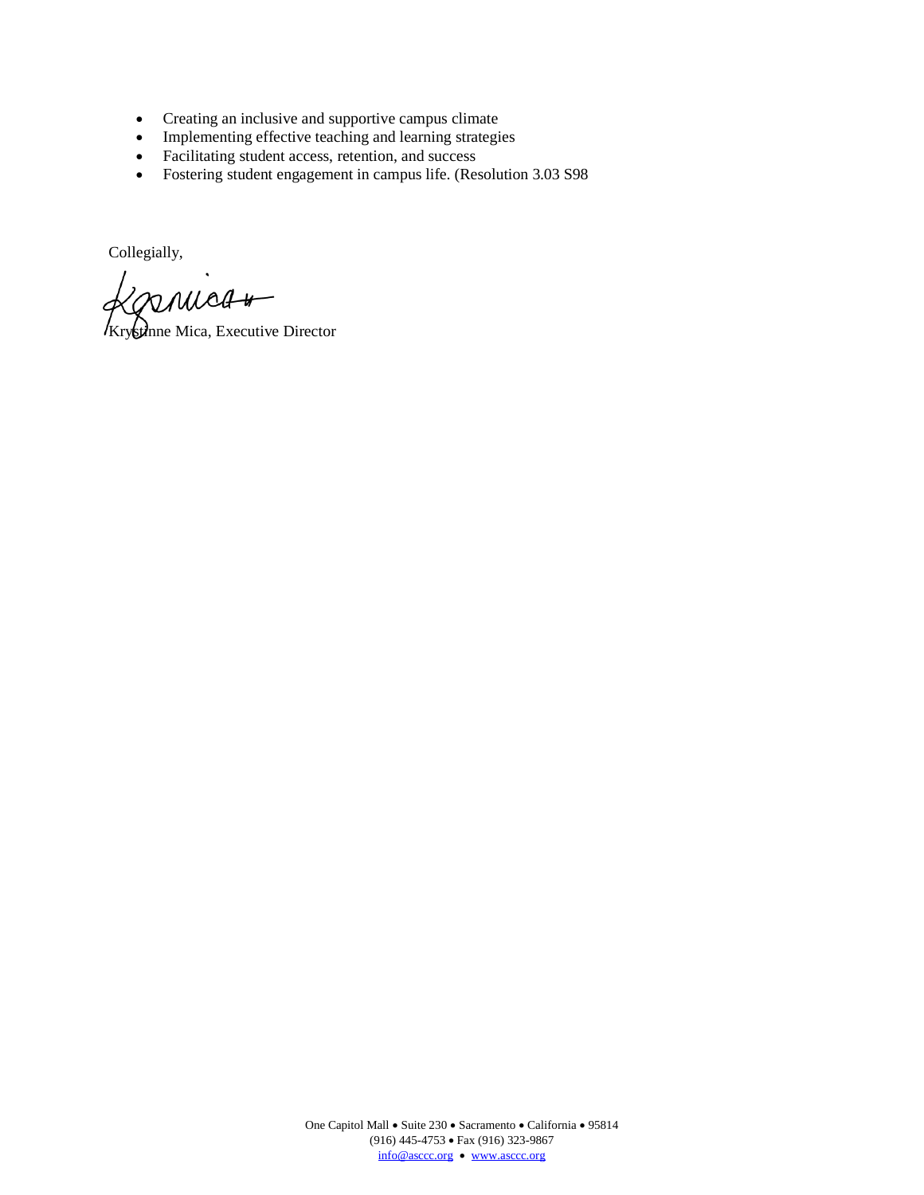- Creating an inclusive and supportive campus climate
- Implementing effective teaching and learning strategies
- Facilitating student access, retention, and success
- Fostering student engagement in campus life. (Resolution 3.03 S98

Collegially,

Krystinne Mica, Executive Director

One Capitol Mall • Suite 230 • Sacramento • California • 95814
(916) 445-4753 • Fax (916) 323-9867
info@asccc.org • www.asccc.org